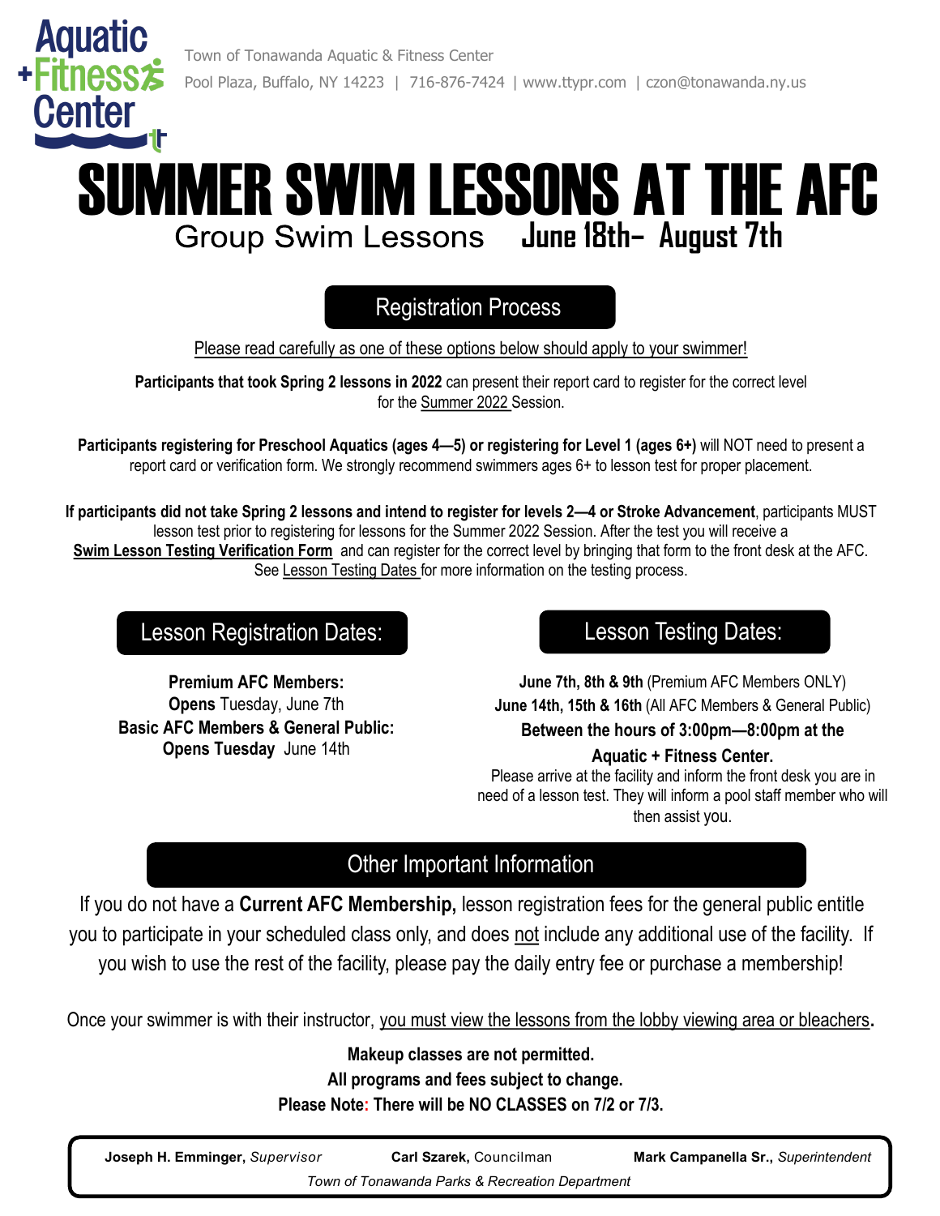Aquatic + Fitness Center

Town of Tonawanda Aquatic & Fitness Center
Pool Plaza, Buffalo, NY 14223 | 716-876-7424 | www.ttypr.com | czon@tonawanda.ny.us

# SUMMER SWIM LESSONS AT THE AFC

Group Swim Lessons **June 18th- August 7th**

## Registration Process

Please read carefully as one of these options below should apply to your swimmer!

**Participants that took Spring 2 lessons in 2022** can present their report card to register for the correct level for the Summer 2022 Session.

**Participants registering for Preschool Aquatics (ages 4—5) or registering for Level 1 (ages 6+)** will NOT need to present a report card or verification form. We strongly recommend swimmers ages 6+ to lesson test for proper placement.

**If participants did not take Spring 2 lessons and intend to register for levels 2—4 or Stroke Advancement**, participants MUST lesson test prior to registering for lessons for the Summer 2022 Session. After the test you will receive a **Swim Lesson Testing Verification Form** and can register for the correct level by bringing that form to the front desk at the AFC. See Lesson Testing Dates for more information on the testing process.

## Lesson Registration Dates:

**Premium AFC Members:**
**Opens** Tuesday, June 7th
**Basic AFC Members & General Public:**
**Opens Tuesday** June 14th

## Lesson Testing Dates:

**June 7th, 8th & 9th** (Premium AFC Members ONLY)
**June 14th, 15th & 16th** (All AFC Members & General Public)
**Between the hours of 3:00pm—8:00pm at the Aquatic + Fitness Center.**
Please arrive at the facility and inform the front desk you are in need of a lesson test. They will inform a pool staff member who will then assist you.

## Other Important Information

If you do not have a **Current AFC Membership,** lesson registration fees for the general public entitle you to participate in your scheduled class only, and does not include any additional use of the facility. If you wish to use the rest of the facility, please pay the daily entry fee or purchase a membership!

Once your swimmer is with their instructor, you must view the lessons from the lobby viewing area or bleachers.

**Makeup classes are not permitted.**
**All programs and fees subject to change.**
**Please Note: There will be NO CLASSES on 7/2 or 7/3.**

**Joseph H. Emminger,** *Supervisor* **Carl Szarek,** Councilman **Mark Campanella Sr.,** *Superintendent*
*Town of Tonawanda Parks & Recreation Department*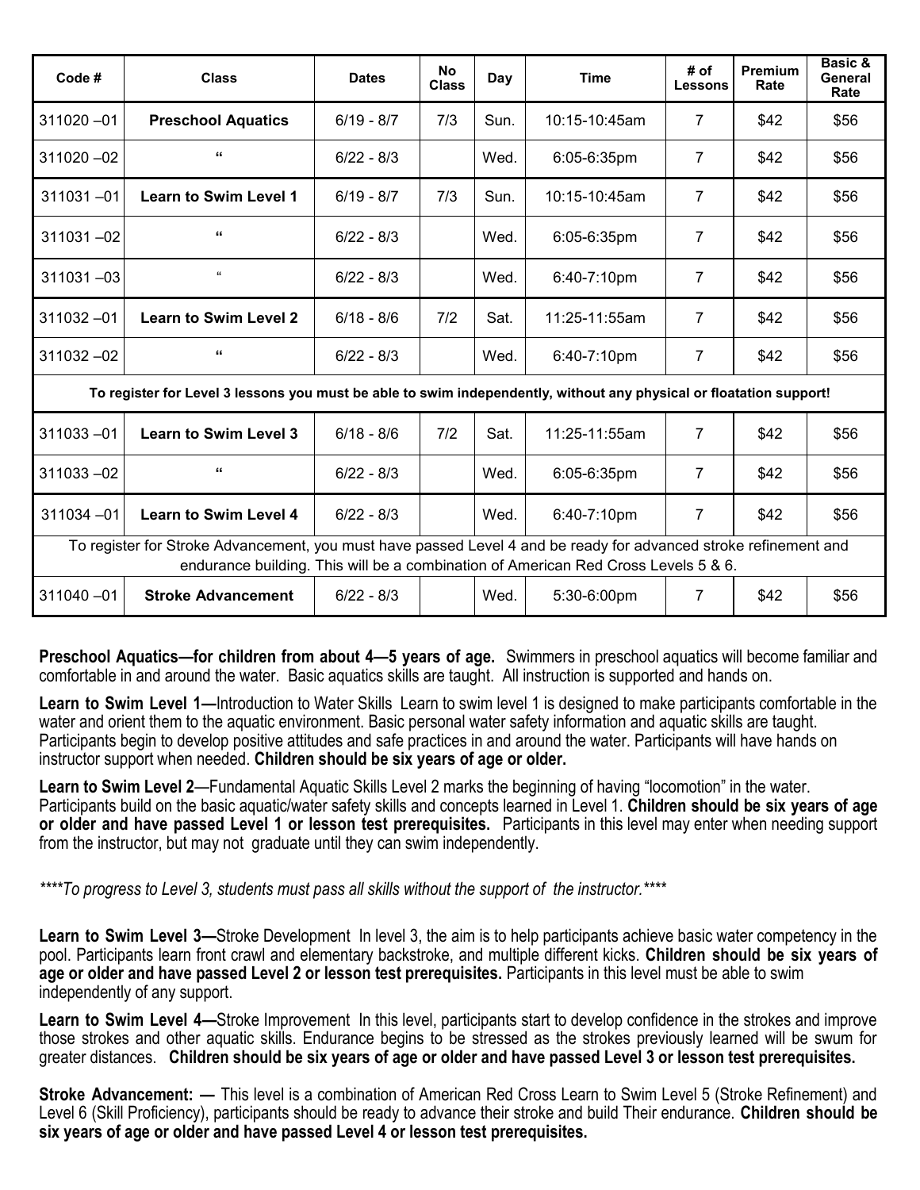| Code # | Class | Dates | No Class | Day | Time | # of Lessons | Premium Rate | Basic & General Rate |
|---|---|---|---|---|---|---|---|---|
| 311020 –01 | **Preschool Aquatics** | 6/19 - 8/7 | 7/3 | Sun. | 10:15-10:45am | 7 | $42 | $56 |
| 311020 –02 | " | 6/22 - 8/3 | | Wed. | 6:05-6:35pm | 7 | $42 | $56 |
| 311031 –01 | **Learn to Swim Level 1** | 6/19 - 8/7 | 7/3 | Sun. | 10:15-10:45am | 7 | $42 | $56 |
| 311031 –02 | " | 6/22 - 8/3 | | Wed. | 6:05-6:35pm | 7 | $42 | $56 |
| 311031 –03 | " | 6/22 - 8/3 | | Wed. | 6:40-7:10pm | 7 | $42 | $56 |
| 311032 –01 | **Learn to Swim Level 2** | 6/18 - 8/6 | 7/2 | Sat. | 11:25-11:55am | 7 | $42 | $56 |
| 311032 –02 | " | 6/22 - 8/3 | | Wed. | 6:40-7:10pm | 7 | $42 | $56 |
| **To register for Level 3 lessons you must be able to swim independently, without any physical or floatation support!** | | | | | | | | |
| 311033 –01 | **Learn to Swim Level 3** | 6/18 - 8/6 | 7/2 | Sat. | 11:25-11:55am | 7 | $42 | $56 |
| 311033 –02 | " | 6/22 - 8/3 | | Wed. | 6:05-6:35pm | 7 | $42 | $56 |
| 311034 –01 | **Learn to Swim Level 4** | 6/22 - 8/3 | | Wed. | 6:40-7:10pm | 7 | $42 | $56 |
| To register for Stroke Advancement, you must have passed Level 4 and be ready for advanced stroke refinement and endurance building. This will be a combination of American Red Cross Levels 5 & 6. | | | | | | | | |
| 311040 –01 | **Stroke Advancement** | 6/22 - 8/3 | | Wed. | 5:30-6:00pm | 7 | $42 | $56 |

**Preschool Aquatics—for children from about 4—5 years of age.** Swimmers in preschool aquatics will become familiar and comfortable in and around the water. Basic aquatics skills are taught. All instruction is supported and hands on.

**Learn to Swim Level 1—**Introduction to Water Skills Learn to swim level 1 is designed to make participants comfortable in the water and orient them to the aquatic environment. Basic personal water safety information and aquatic skills are taught. Participants begin to develop positive attitudes and safe practices in and around the water. Participants will have hands on instructor support when needed. **Children should be six years of age or older.**

**Learn to Swim Level 2**—Fundamental Aquatic Skills Level 2 marks the beginning of having "locomotion" in the water. Participants build on the basic aquatic/water safety skills and concepts learned in Level 1. **Children should be six years of age or older and have passed Level 1 or lesson test prerequisites.** Participants in this level may enter when needing support from the instructor, but may not graduate until they can swim independently.

*****To progress to Level 3, students must pass all skills without the support of the instructor.*****

**Learn to Swim Level 3—**Stroke Development In level 3, the aim is to help participants achieve basic water competency in the pool. Participants learn front crawl and elementary backstroke, and multiple different kicks. **Children should be six years of age or older and have passed Level 2 or lesson test prerequisites.** Participants in this level must be able to swim independently of any support.

**Learn to Swim Level 4—**Stroke Improvement In this level, participants start to develop confidence in the strokes and improve those strokes and other aquatic skills. Endurance begins to be stressed as the strokes previously learned will be swum for greater distances. **Children should be six years of age or older and have passed Level 3 or lesson test prerequisites.**

**Stroke Advancement: —** This level is a combination of American Red Cross Learn to Swim Level 5 (Stroke Refinement) and Level 6 (Skill Proficiency), participants should be ready to advance their stroke and build Their endurance. **Children should be six years of age or older and have passed Level 4 or lesson test prerequisites.**